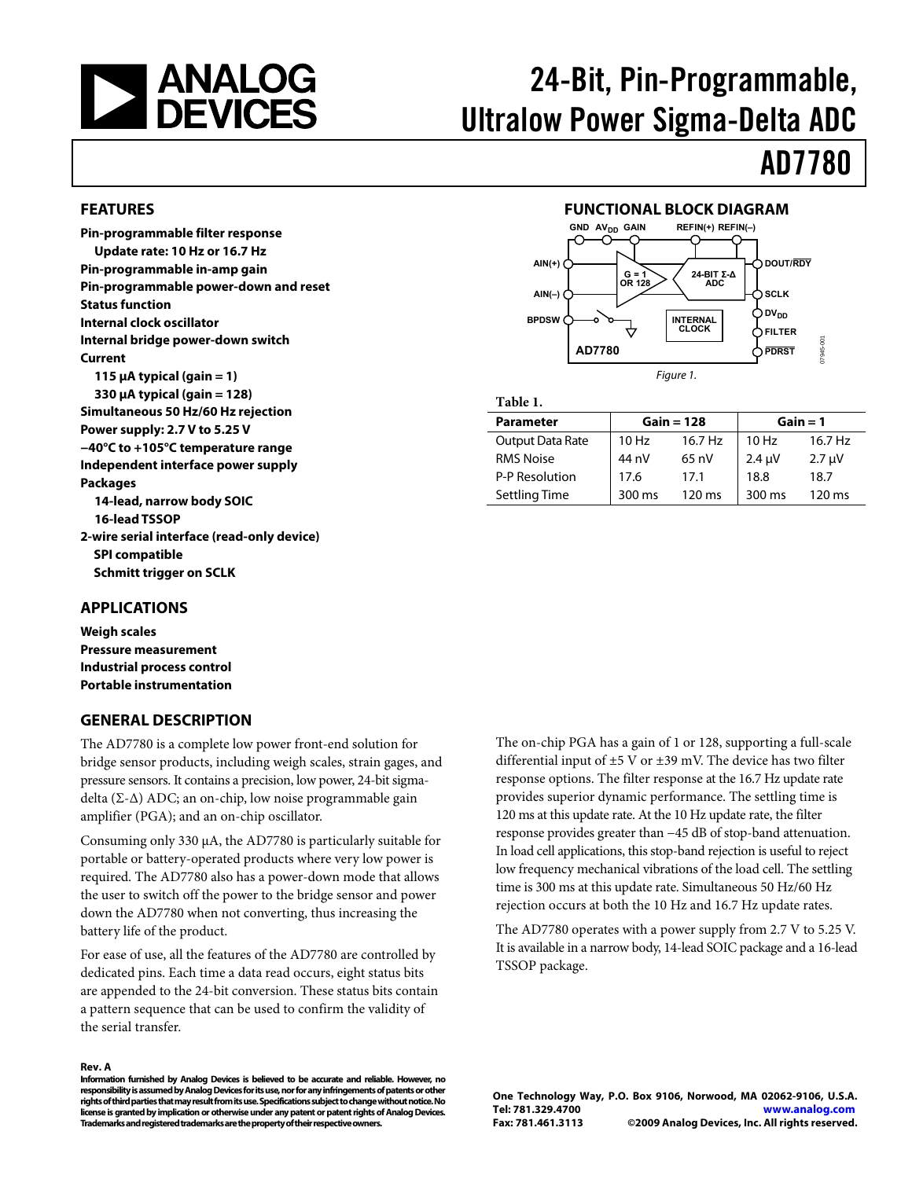# 24-Bit, Pin-Programmable, Ultralow Power Sigma-Delta ADC

# AD7780

## FEATURES

**Pin-programmable filter response**
- **Update rate: 10 Hz or 16.7 Hz**

**Pin-programmable in-amp gain**

**Pin-programmable power-down and reset**

**Status function**

**Internal clock oscillator**

**Internal bridge power-down switch**

**Current**
- **115 µA typical (gain = 1)**
- **330 µA typical (gain = 128)**

**Simultaneous 50 Hz/60 Hz rejection**

**Power supply: 2.7 V to 5.25 V**

**−40°C to +105°C temperature range**

**Independent interface power supply**

**Packages**
- **14-lead, narrow body SOIC**
- **16-lead TSSOP**

**2-wire serial interface (read-only device)**
- **SPI compatible**
- **Schmitt trigger on SCLK**

## APPLICATIONS

**Weigh scales**

**Pressure measurement**

**Industrial process control**

**Portable instrumentation**

## FUNCTIONAL BLOCK DIAGRAM

Figure 1.

**Table 1.**

| Parameter | Gain = 128 | | Gain = 1 | |
|---|---|---|---|---|
| Output Data Rate | 10 Hz | 16.7 Hz | 10 Hz | 16.7 Hz |
| RMS Noise | 44 nV | 65 nV | 2.4 µV | 2.7 µV |
| P-P Resolution | 17.6 | 17.1 | 18.8 | 18.7 |
| Settling Time | 300 ms | 120 ms | 300 ms | 120 ms |

## GENERAL DESCRIPTION

The AD7780 is a complete low power front-end solution for bridge sensor products, including weigh scales, strain gages, and pressure sensors. It contains a precision, low power, 24-bit sigma-delta (Σ-Δ) ADC; an on-chip, low noise programmable gain amplifier (PGA); and an on-chip oscillator.

Consuming only 330 µA, the AD7780 is particularly suitable for portable or battery-operated products where very low power is required. The AD7780 also has a power-down mode that allows the user to switch off the power to the bridge sensor and power down the AD7780 when not converting, thus increasing the battery life of the product.

For ease of use, all the features of the AD7780 are controlled by dedicated pins. Each time a data read occurs, eight status bits are appended to the 24-bit conversion. These status bits contain a pattern sequence that can be used to confirm the validity of the serial transfer.

The on-chip PGA has a gain of 1 or 128, supporting a full-scale differential input of ±5 V or ±39 mV. The device has two filter response options. The filter response at the 16.7 Hz update rate provides superior dynamic performance. The settling time is 120 ms at this update rate. At the 10 Hz update rate, the filter response provides greater than −45 dB of stop-band attenuation. In load cell applications, this stop-band rejection is useful to reject low frequency mechanical vibrations of the load cell. The settling time is 300 ms at this update rate. Simultaneous 50 Hz/60 Hz rejection occurs at both the 10 Hz and 16.7 Hz update rates.

The AD7780 operates with a power supply from 2.7 V to 5.25 V. It is available in a narrow body, 14-lead SOIC package and a 16-lead TSSOP package.

**Rev. A**

**Information furnished by Analog Devices is believed to be accurate and reliable. However, no responsibility is assumed by Analog Devices for its use, nor for any infringements of patents or other rights of third parties that may result from its use. Specifications subject to change without notice. No license is granted by implication or otherwise under any patent or patent rights of Analog Devices. Trademarks and registered trademarks are the property of their respective owners.**

**One Technology Way, P.O. Box 9106, Norwood, MA 02062-9106, U.S.A.**
**Tel: 781.329.4700** **www.analog.com**
**Fax: 781.461.3113** **©2009 Analog Devices, Inc. All rights reserved.**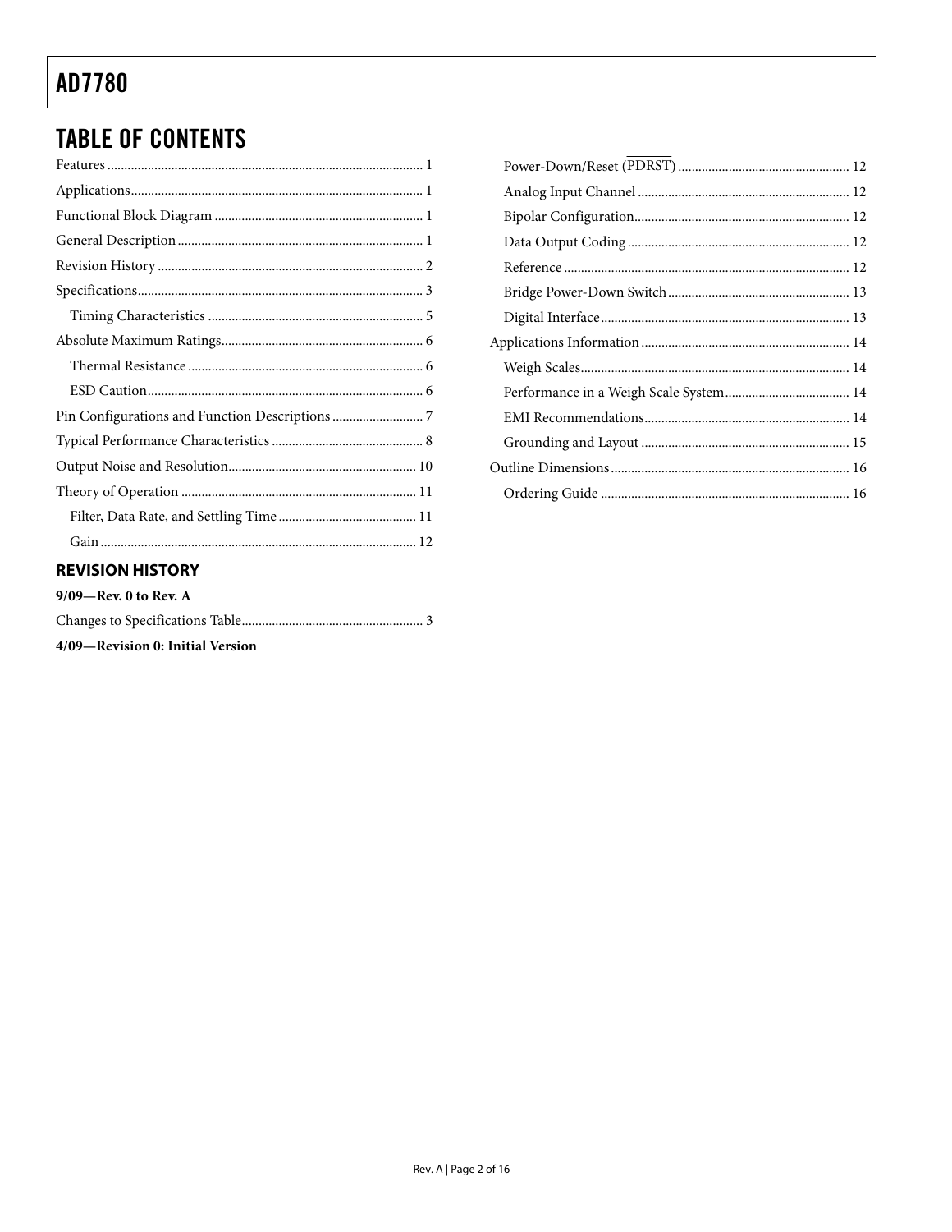## TABLE OF CONTENTS

Features ... 1
Applications ... 1
Functional Block Diagram ... 1
General Description ... 1
Revision History ... 2
Specifications ... 3
  Timing Characteristics ... 5
Absolute Maximum Ratings ... 6
  Thermal Resistance ... 6
  ESD Caution ... 6
Pin Configurations and Function Descriptions ... 7
Typical Performance Characteristics ... 8
Output Noise and Resolution ... 10
Theory of Operation ... 11
  Filter, Data Rate, and Settling Time ... 11
  Gain ... 12
  Power-Down/Reset ($\overline{\text{PDRST}}$) ... 12
  Analog Input Channel ... 12
  Bipolar Configuration ... 12
  Data Output Coding ... 12
  Reference ... 12
  Bridge Power-Down Switch ... 13
  Digital Interface ... 13
Applications Information ... 14
  Weigh Scales ... 14
  Performance in a Weigh Scale System ... 14
  EMI Recommendations ... 14
  Grounding and Layout ... 15
Outline Dimensions ... 16
  Ordering Guide ... 16

### REVISION HISTORY

**9/09—Rev. 0 to Rev. A**

Changes to Specifications Table ... 3

**4/09—Revision 0: Initial Version**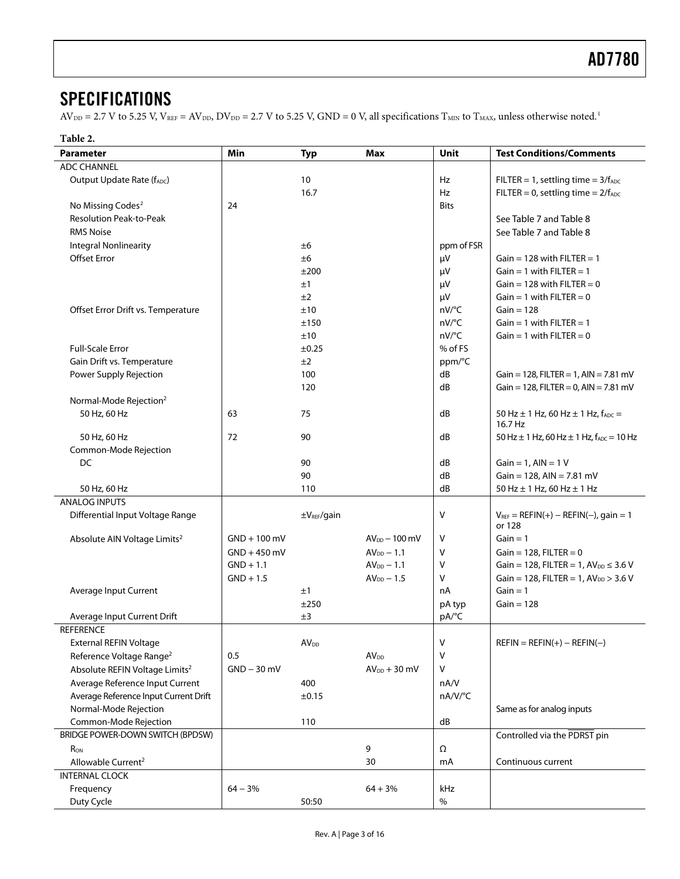## SPECIFICATIONS

$AV_{DD}$ = 2.7 V to 5.25 V, $V_{REF}$ = $AV_{DD}$, $DV_{DD}$ = 2.7 V to 5.25 V, GND = 0 V, all specifications $T_{MIN}$ to $T_{MAX}$, unless otherwise noted.[1]

**Table 2.**

| Parameter | Min | Typ | Max | Unit | Test Conditions/Comments |
|---|---|---|---|---|---|
| ADC CHANNEL | | | | | |
| Output Update Rate ($f_{ADC}$) | | 10 | | Hz | FILTER = 1, settling time = $3/f_{ADC}$ |
| | | 16.7 | | Hz | FILTER = 0, settling time = $2/f_{ADC}$ |
| No Missing Codes[2] | 24 | | | Bits | |
| Resolution Peak-to-Peak | | | | | See Table 7 and Table 8 |
| RMS Noise | | | | | See Table 7 and Table 8 |
| Integral Nonlinearity | | ±6 | | ppm of FSR | |
| Offset Error | | ±6 | | μV | Gain = 128 with FILTER = 1 |
| | | ±200 | | μV | Gain = 1 with FILTER = 1 |
| | | ±1 | | μV | Gain = 128 with FILTER = 0 |
| | | ±2 | | μV | Gain = 1 with FILTER = 0 |
| Offset Error Drift vs. Temperature | | ±10 | | nV/°C | Gain = 128 |
| | | ±150 | | nV/°C | Gain = 1 with FILTER = 1 |
| | | ±10 | | nV/°C | Gain = 1 with FILTER = 0 |
| Full-Scale Error | | ±0.25 | | % of FS | |
| Gain Drift vs. Temperature | | ±2 | | ppm/°C | |
| Power Supply Rejection | | 100 | | dB | Gain = 128, FILTER = 1, AIN = 7.81 mV |
| | | 120 | | dB | Gain = 128, FILTER = 0, AIN = 7.81 mV |
| Normal-Mode Rejection[2] | | | | | |
| 50 Hz, 60 Hz | 63 | 75 | | dB | 50 Hz ± 1 Hz, 60 Hz ± 1 Hz, $f_{ADC}$ = 16.7 Hz |
| 50 Hz, 60 Hz | 72 | 90 | | dB | 50 Hz ± 1 Hz, 60 Hz ± 1 Hz, $f_{ADC}$ = 10 Hz |
| Common-Mode Rejection | | | | | |
| DC | | 90 | | dB | Gain = 1, AIN = 1 V |
| | | 90 | | dB | Gain = 128, AIN = 7.81 mV |
| 50 Hz, 60 Hz | | 110 | | dB | 50 Hz ± 1 Hz, 60 Hz ± 1 Hz |
| ANALOG INPUTS | | | | | |
| Differential Input Voltage Range | | ±$V_{REF}$/gain | | V | $V_{REF}$ = REFIN(+) − REFIN(−), gain = 1 or 128 |
| Absolute AIN Voltage Limits[2] | GND + 100 mV | | $AV_{DD}$ − 100 mV | V | Gain = 1 |
| | GND + 450 mV | | $AV_{DD}$ − 1.1 | V | Gain = 128, FILTER = 0 |
| | GND + 1.1 | | $AV_{DD}$ − 1.1 | V | Gain = 128, FILTER = 1, $AV_{DD}$ ≤ 3.6 V |
| | GND + 1.5 | | $AV_{DD}$ − 1.5 | V | Gain = 128, FILTER = 1, $AV_{DD}$ > 3.6 V |
| Average Input Current | | ±1 | | nA | Gain = 1 |
| | | ±250 | | pA typ | Gain = 128 |
| Average Input Current Drift | | ±3 | | pA/°C | |
| REFERENCE | | | | | |
| External REFIN Voltage | | $AV_{DD}$ | | V | REFIN = REFIN(+) − REFIN(−) |
| Reference Voltage Range[2] | 0.5 | | $AV_{DD}$ | V | |
| Absolute REFIN Voltage Limits[2] | GND − 30 mV | | $AV_{DD}$ + 30 mV | V | |
| Average Reference Input Current | | 400 | | nA/V | |
| Average Reference Input Current Drift | | ±0.15 | | nA/V/°C | |
| Normal-Mode Rejection | | | | | Same as for analog inputs |
| Common-Mode Rejection | | 110 | | dB | |
| BRIDGE POWER-DOWN SWITCH (BPDSW) | | | | | Controlled via the $\overline{\text{PDRST}}$ pin |
| $R_{ON}$ | | | 9 | Ω | |
| Allowable Current[2] | | | 30 | mA | Continuous current |
| INTERNAL CLOCK | | | | | |
| Frequency | 64 − 3% | | 64 + 3% | kHz | |
| Duty Cycle | | 50:50 | | % | |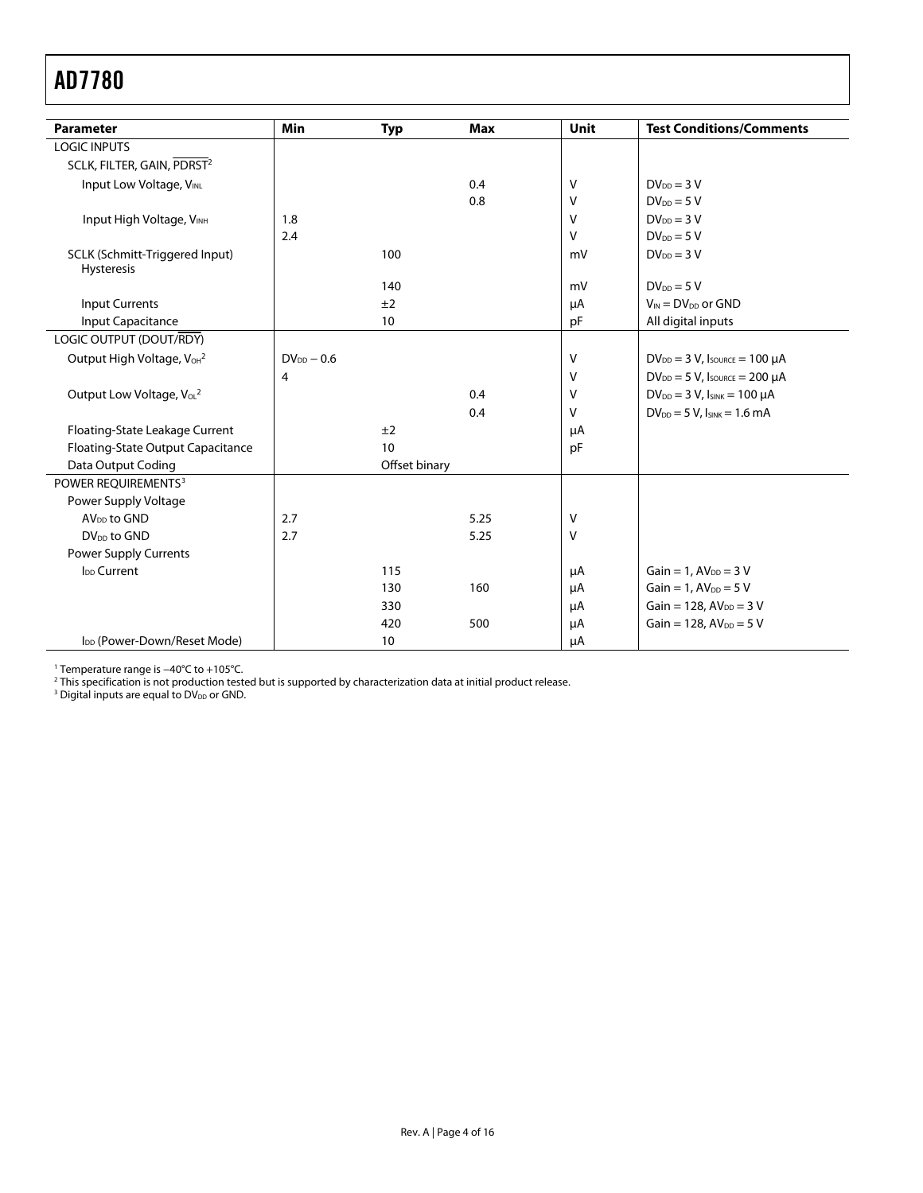| Parameter | Min | Typ | Max | Unit | Test Conditions/Comments |
| --- | --- | --- | --- | --- | --- |
| LOGIC INPUTS | | | | | |
| SCLK, FILTER, GAIN, $\overline{\text{PDRST}}$[2] | | | | | |
| Input Low Voltage, $V_{INL}$ | | | 0.4 | V | $DV_{DD}$ = 3 V |
| | | | 0.8 | V | $DV_{DD}$ = 5 V |
| Input High Voltage, $V_{INH}$ | 1.8 | | | V | $DV_{DD}$ = 3 V |
| | 2.4 | | | V | $DV_{DD}$ = 5 V |
| SCLK (Schmitt-Triggered Input) Hysteresis | | 100 | | mV | $DV_{DD}$ = 3 V |
| | | 140 | | mV | $DV_{DD}$ = 5 V |
| Input Currents | | ±2 | | μA | $V_{IN}$ = $DV_{DD}$ or GND |
| Input Capacitance | | 10 | | pF | All digital inputs |
| LOGIC OUTPUT (DOUT/$\overline{\text{RDY}}$) | | | | | |
| Output High Voltage, $V_{OH}$[2] | $DV_{DD}$ − 0.6 | | | V | $DV_{DD}$ = 3 V, $I_{SOURCE}$ = 100 μA |
| | 4 | | | V | $DV_{DD}$ = 5 V, $I_{SOURCE}$ = 200 μA |
| Output Low Voltage, $V_{OL}$[2] | | | 0.4 | V | $DV_{DD}$ = 3 V, $I_{SINK}$ = 100 μA |
| | | | 0.4 | V | $DV_{DD}$ = 5 V, $I_{SINK}$ = 1.6 mA |
| Floating-State Leakage Current | | ±2 | | μA | |
| Floating-State Output Capacitance | | 10 | | pF | |
| Data Output Coding | | Offset binary | | | |
| POWER REQUIREMENTS[3] | | | | | |
| Power Supply Voltage | | | | | |
| $AV_{DD}$ to GND | 2.7 | | 5.25 | V | |
| $DV_{DD}$ to GND | 2.7 | | 5.25 | V | |
| Power Supply Currents | | | | | |
| $I_{DD}$ Current | | 115 | | μA | Gain = 1, $AV_{DD}$ = 3 V |
| | | 130 | 160 | μA | Gain = 1, $AV_{DD}$ = 5 V |
| | | 330 | | μA | Gain = 128, $AV_{DD}$ = 3 V |
| | | 420 | 500 | μA | Gain = 128, $AV_{DD}$ = 5 V |
| $I_{DD}$ (Power-Down/Reset Mode) | | 10 | | μA | |

[1] Temperature range is −40°C to +105°C.
[2] This specification is not production tested but is supported by characterization data at initial product release.
[3] Digital inputs are equal to $DV_{DD}$ or GND.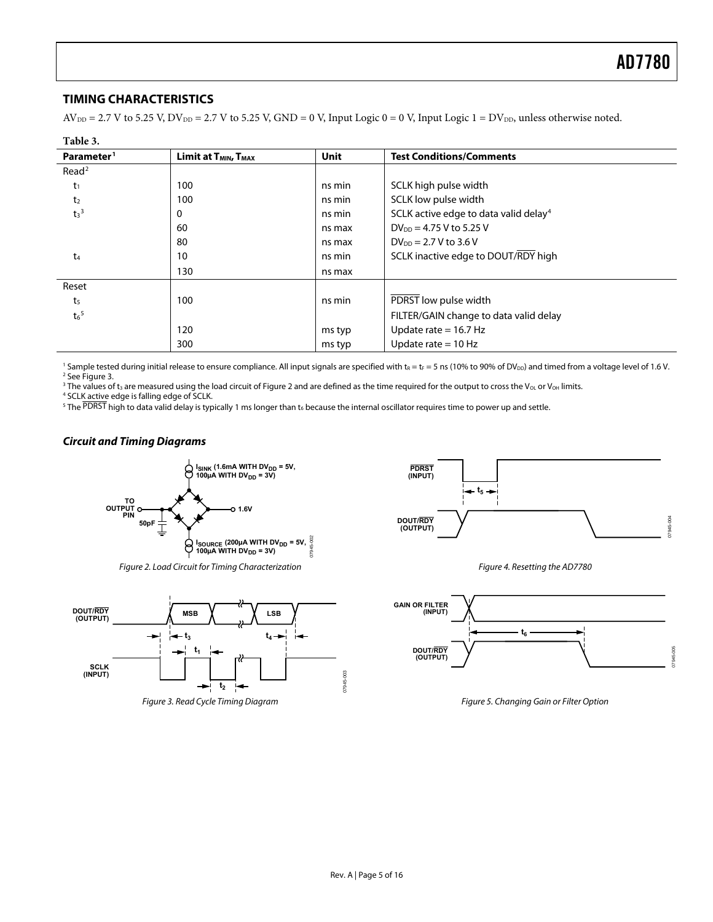## TIMING CHARACTERISTICS

$AV_{DD}$ = 2.7 V to 5.25 V, $DV_{DD}$ = 2.7 V to 5.25 V, GND = 0 V, Input Logic 0 = 0 V, Input Logic 1 = $DV_{DD}$, unless otherwise noted.

**Table 3.**

| Parameter[1] | Limit at $T_{MIN}$, $T_{MAX}$ | Unit | Test Conditions/Comments |
|---|---|---|---|
| Read[2] | | | |
| $t_1$ | 100 | ns min | SCLK high pulse width |
| $t_2$ | 100 | ns min | SCLK low pulse width |
| $t_3$[3] | 0 | ns min | SCLK active edge to data valid delay[4] |
| | 60 | ns max | $DV_{DD}$ = 4.75 V to 5.25 V |
| | 80 | ns max | $DV_{DD}$ = 2.7 V to 3.6 V |
| $t_4$ | 10 | ns min | SCLK inactive edge to DOUT/$\overline{\text{RDY}}$ high |
| | 130 | ns max | |
| Reset | | | |
| $t_5$ | 100 | ns min | $\overline{\text{PDRST}}$ low pulse width |
| $t_6$[5] | | | FILTER/GAIN change to data valid delay |
| | 120 | ms typ | Update rate = 16.7 Hz |
| | 300 | ms typ | Update rate = 10 Hz |

[1] Sample tested during initial release to ensure compliance. All input signals are specified with $t_R$ = $t_F$ = 5 ns (10% to 90% of $DV_{DD}$) and timed from a voltage level of 1.6 V.
[2] See Figure 3.
[3] The values of $t_3$ are measured using the load circuit of Figure 2 and are defined as the time required for the output to cross the $V_{OL}$ or $V_{OH}$ limits.
[4] SCLK active edge is falling edge of SCLK.
[5] The $\overline{\text{PDRST}}$ high to data valid delay is typically 1 ms longer than $t_6$ because the internal oscillator requires time to power up and settle.

### *Circuit and Timing Diagrams*

Figure 2. Load Circuit for Timing Characterization

Figure 3. Read Cycle Timing Diagram

Figure 4. Resetting the AD7780

Figure 5. Changing Gain or Filter Option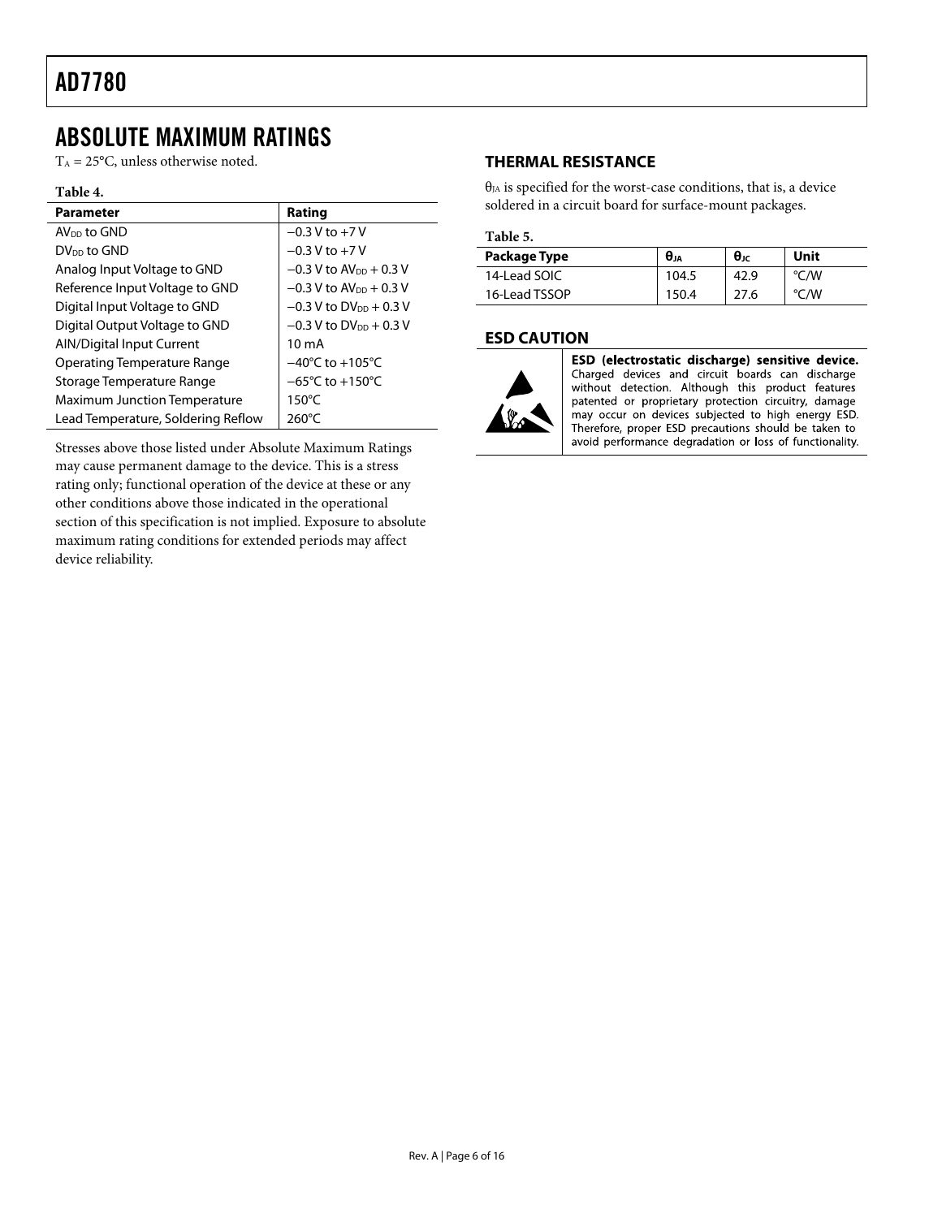# ABSOLUTE MAXIMUM RATINGS

$T_A$ = 25°C, unless otherwise noted.

**Table 4.**

| Parameter | Rating |
|---|---|
| $AV_{DD}$ to GND | −0.3 V to +7 V |
| $DV_{DD}$ to GND | −0.3 V to +7 V |
| Analog Input Voltage to GND | −0.3 V to $AV_{DD}$ + 0.3 V |
| Reference Input Voltage to GND | −0.3 V to $AV_{DD}$ + 0.3 V |
| Digital Input Voltage to GND | −0.3 V to $DV_{DD}$ + 0.3 V |
| Digital Output Voltage to GND | −0.3 V to $DV_{DD}$ + 0.3 V |
| AIN/Digital Input Current | 10 mA |
| Operating Temperature Range | −40°C to +105°C |
| Storage Temperature Range | −65°C to +150°C |
| Maximum Junction Temperature | 150°C |
| Lead Temperature, Soldering Reflow | 260°C |

Stresses above those listed under Absolute Maximum Ratings may cause permanent damage to the device. This is a stress rating only; functional operation of the device at these or any other conditions above those indicated in the operational section of this specification is not implied. Exposure to absolute maximum rating conditions for extended periods may affect device reliability.

## THERMAL RESISTANCE

$\theta_{JA}$ is specified for the worst-case conditions, that is, a device soldered in a circuit board for surface-mount packages.

**Table 5.**

| Package Type | $\theta_{JA}$ | $\theta_{JC}$ | Unit |
|---|---|---|---|
| 14-Lead SOIC | 104.5 | 42.9 | °C/W |
| 16-Lead TSSOP | 150.4 | 27.6 | °C/W |

## ESD CAUTION

**ESD (electrostatic discharge) sensitive device.** Charged devices and circuit boards can discharge without detection. Although this product features patented or proprietary protection circuitry, damage may occur on devices subjected to high energy ESD. Therefore, proper ESD precautions should be taken to avoid performance degradation or loss of functionality.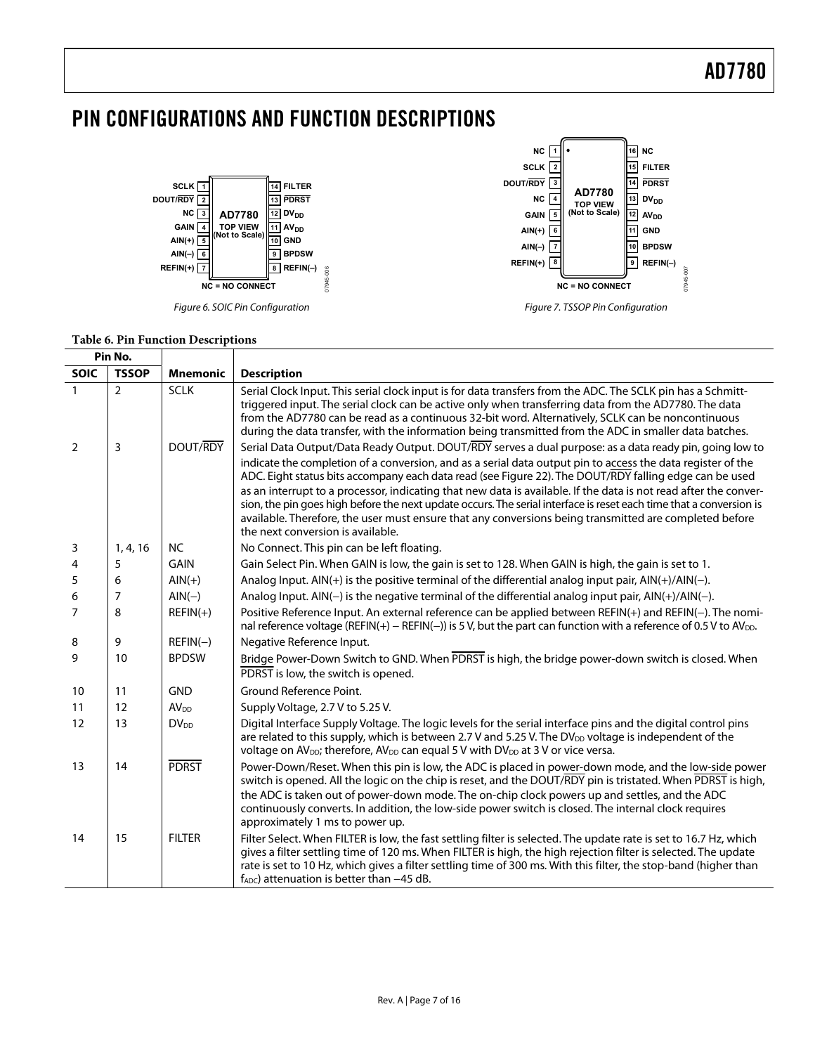# PIN CONFIGURATIONS AND FUNCTION DESCRIPTIONS

Figure 6. SOIC Pin Configuration

Figure 7. TSSOP Pin Configuration

**Table 6. Pin Function Descriptions**

| Pin No. | | | |
|---|---|---|---|
| **SOIC** | **TSSOP** | **Mnemonic** | **Description** |
| 1 | 2 | SCLK | Serial Clock Input. This serial clock input is for data transfers from the ADC. The SCLK pin has a Schmitt-triggered input. The serial clock can be active only when transferring data from the AD7780. The data from the AD7780 can be read as a continuous 32-bit word. Alternatively, SCLK can be noncontinuous during the data transfer, with the information being transmitted from the ADC in smaller data batches. |
| 2 | 3 | DOUT/$\overline{\text{RDY}}$ | Serial Data Output/Data Ready Output. DOUT/$\overline{\text{RDY}}$ serves a dual purpose: as a data ready pin, going low to indicate the completion of a conversion, and as a serial data output pin to access the data register of the ADC. Eight status bits accompany each data read (see Figure 22). The DOUT/$\overline{\text{RDY}}$ falling edge can be used as an interrupt to a processor, indicating that new data is available. If the data is not read after the conversion, the pin goes high before the next update occurs. The serial interface is reset each time that a conversion is available. Therefore, the user must ensure that any conversions being transmitted are completed before the next conversion is available. |
| 3 | 1, 4, 16 | NC | No Connect. This pin can be left floating. |
| 4 | 5 | GAIN | Gain Select Pin. When GAIN is low, the gain is set to 128. When GAIN is high, the gain is set to 1. |
| 5 | 6 | AIN(+) | Analog Input. AIN(+) is the positive terminal of the differential analog input pair, AIN(+)/AIN(−). |
| 6 | 7 | AIN(−) | Analog Input. AIN(−) is the negative terminal of the differential analog input pair, AIN(+)/AIN(−). |
| 7 | 8 | REFIN(+) | Positive Reference Input. An external reference can be applied between REFIN(+) and REFIN(−). The nominal reference voltage (REFIN(+) − REFIN(−)) is 5 V, but the part can function with a reference of 0.5 V to $AV_{DD}$. |
| 8 | 9 | REFIN(−) | Negative Reference Input. |
| 9 | 10 | BPDSW | Bridge Power-Down Switch to GND. When $\overline{\text{PDRST}}$ is high, the bridge power-down switch is closed. When $\overline{\text{PDRST}}$ is low, the switch is opened. |
| 10 | 11 | GND | Ground Reference Point. |
| 11 | 12 | $AV_{DD}$ | Supply Voltage, 2.7 V to 5.25 V. |
| 12 | 13 | $DV_{DD}$ | Digital Interface Supply Voltage. The logic levels for the serial interface pins and the digital control pins are related to this supply, which is between 2.7 V and 5.25 V. The $DV_{DD}$ voltage is independent of the voltage on $AV_{DD}$; therefore, $AV_{DD}$ can equal 5 V with $DV_{DD}$ at 3 V or vice versa. |
| 13 | 14 | $\overline{\text{PDRST}}$ | Power-Down/Reset. When this pin is low, the ADC is placed in power-down mode, and the low-side power switch is opened. All the logic on the chip is reset, and the DOUT/$\overline{\text{RDY}}$ pin is tristated. When $\overline{\text{PDRST}}$ is high, the ADC is taken out of power-down mode. The on-chip clock powers up and settles, and the ADC continuously converts. In addition, the low-side power switch is closed. The internal clock requires approximately 1 ms to power up. |
| 14 | 15 | FILTER | Filter Select. When FILTER is low, the fast settling filter is selected. The update rate is set to 16.7 Hz, which gives a filter settling time of 120 ms. When FILTER is high, the high rejection filter is selected. The update rate is set to 10 Hz, which gives a filter settling time of 300 ms. With this filter, the stop-band (higher than $f_{ADC}$) attenuation is better than −45 dB. |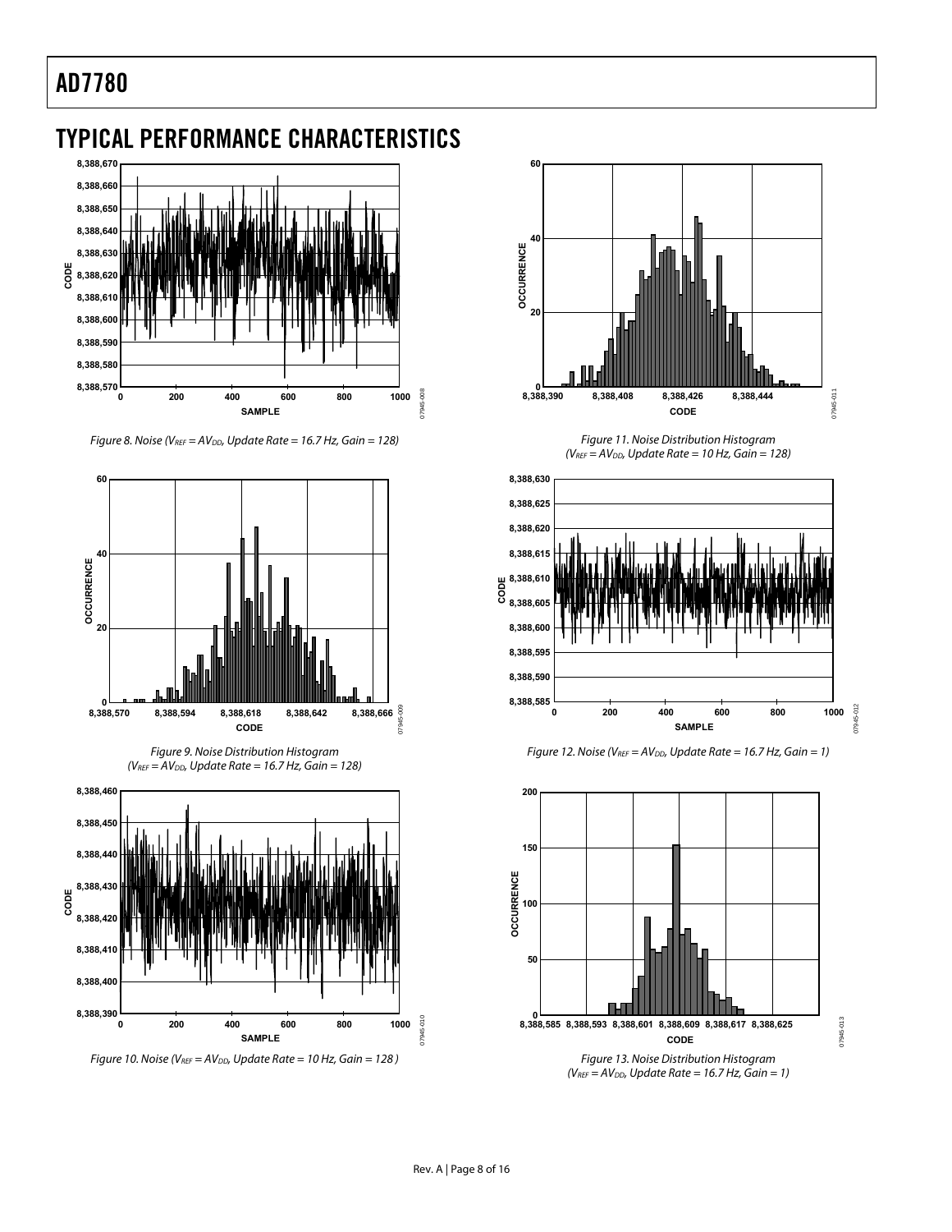## TYPICAL PERFORMANCE CHARACTERISTICS

Figure 8. Noise ($V_{REF}$ = $AV_{DD}$, Update Rate = 16.7 Hz, Gain = 128)

Figure 9. Noise Distribution Histogram ($V_{REF}$ = $AV_{DD}$, Update Rate = 16.7 Hz, Gain = 128)

Figure 10. Noise ($V_{REF}$ = $AV_{DD}$, Update Rate = 10 Hz, Gain = 128 )

Figure 11. Noise Distribution Histogram ($V_{REF}$ = $AV_{DD}$, Update Rate = 10 Hz, Gain = 128)

Figure 12. Noise ($V_{REF}$ = $AV_{DD}$, Update Rate = 16.7 Hz, Gain = 1)

Figure 13. Noise Distribution Histogram ($V_{REF}$ = $AV_{DD}$, Update Rate = 16.7 Hz, Gain = 1)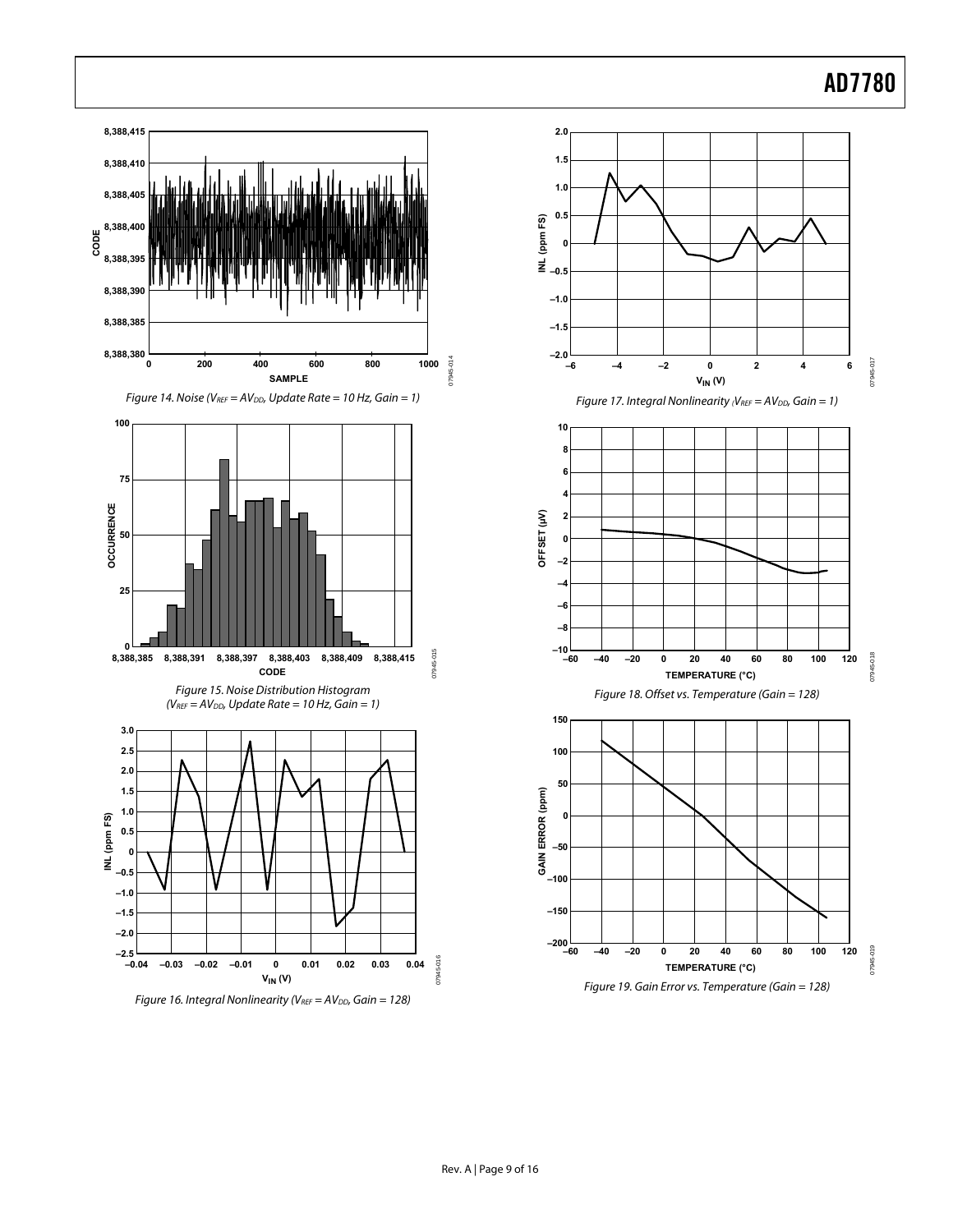*Figure 14. Noise ($V_{REF} = AV_{DD}$, Update Rate = 10 Hz, Gain = 1)*

*Figure 15. Noise Distribution Histogram ($V_{REF} = AV_{DD}$, Update Rate = 10 Hz, Gain = 1)*

*Figure 16. Integral Nonlinearity ($V_{REF} = AV_{DD}$, Gain = 128)*

*Figure 17. Integral Nonlinearity ($V_{REF} = AV_{DD}$, Gain = 1)*

*Figure 18. Offset vs. Temperature (Gain = 128)*

*Figure 19. Gain Error vs. Temperature (Gain = 128)*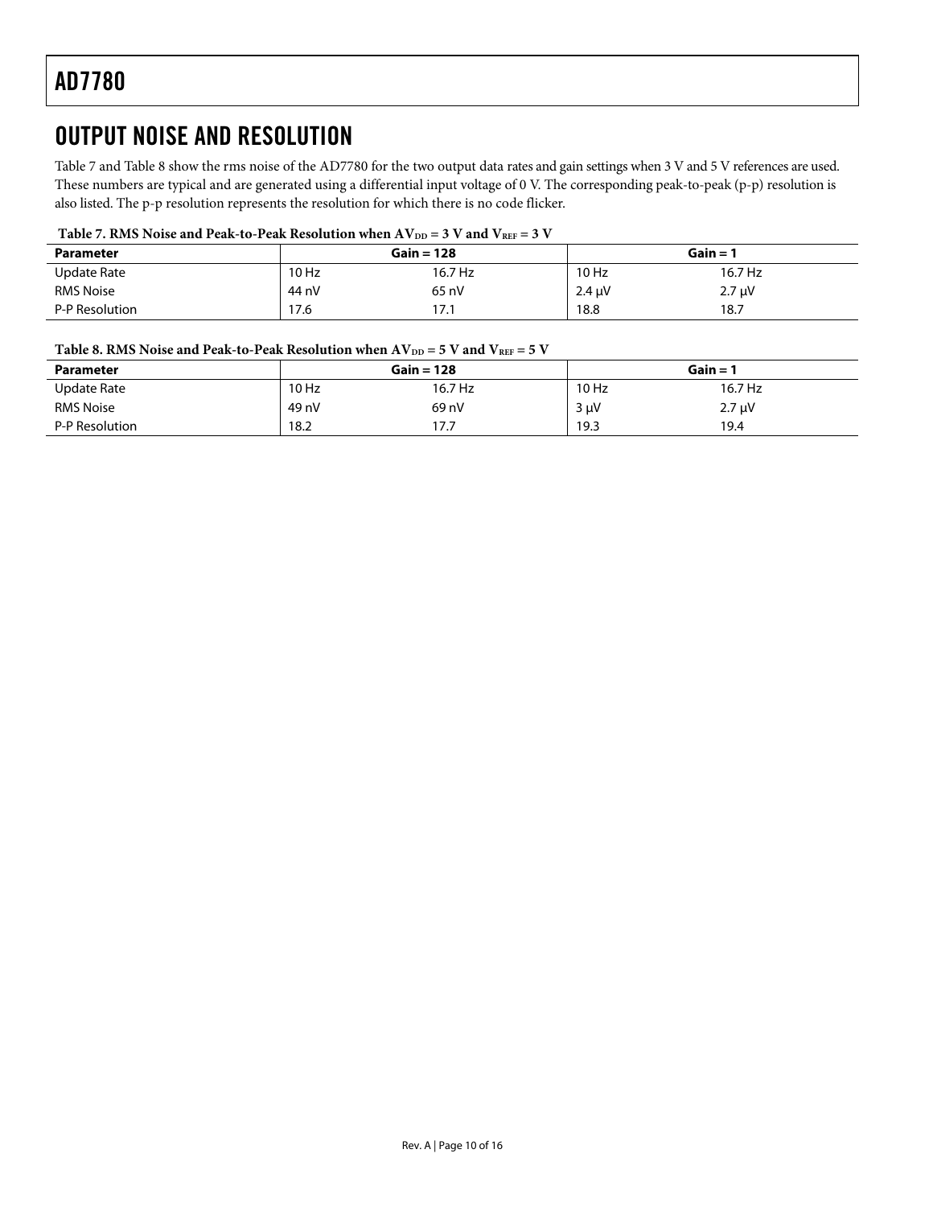## OUTPUT NOISE AND RESOLUTION

Table 7 and Table 8 show the rms noise of the AD7780 for the two output data rates and gain settings when 3 V and 5 V references are used. These numbers are typical and are generated using a differential input voltage of 0 V. The corresponding peak-to-peak (p-p) resolution is also listed. The p-p resolution represents the resolution for which there is no code flicker.

**Table 7. RMS Noise and Peak-to-Peak Resolution when $AV_{DD}$ = 3 V and $V_{REF}$ = 3 V**

| Parameter | Gain = 128 | | Gain = 1 | |
|---|---|---|---|---|
| Update Rate | 10 Hz | 16.7 Hz | 10 Hz | 16.7 Hz |
| RMS Noise | 44 nV | 65 nV | 2.4 μV | 2.7 μV |
| P-P Resolution | 17.6 | 17.1 | 18.8 | 18.7 |

**Table 8. RMS Noise and Peak-to-Peak Resolution when $AV_{DD}$ = 5 V and $V_{REF}$ = 5 V**

| Parameter | Gain = 128 | | Gain = 1 | |
|---|---|---|---|---|
| Update Rate | 10 Hz | 16.7 Hz | 10 Hz | 16.7 Hz |
| RMS Noise | 49 nV | 69 nV | 3 μV | 2.7 μV |
| P-P Resolution | 18.2 | 17.7 | 19.3 | 19.4 |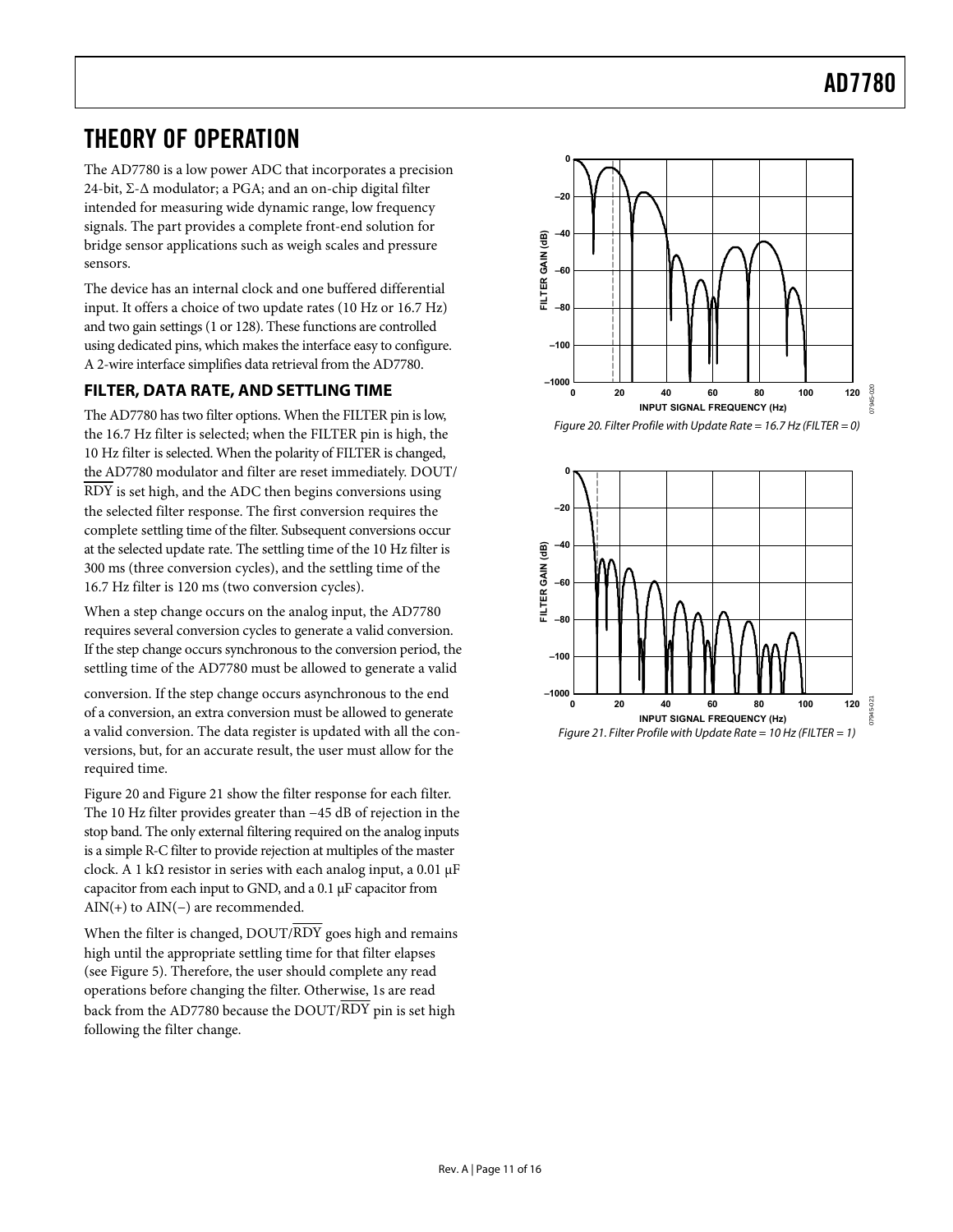# THEORY OF OPERATION

The AD7780 is a low power ADC that incorporates a precision 24-bit, Σ-Δ modulator; a PGA; and an on-chip digital filter intended for measuring wide dynamic range, low frequency signals. The part provides a complete front-end solution for bridge sensor applications such as weigh scales and pressure sensors.

The device has an internal clock and one buffered differential input. It offers a choice of two update rates (10 Hz or 16.7 Hz) and two gain settings (1 or 128). These functions are controlled using dedicated pins, which makes the interface easy to configure. A 2-wire interface simplifies data retrieval from the AD7780.

## FILTER, DATA RATE, AND SETTLING TIME

The AD7780 has two filter options. When the FILTER pin is low, the 16.7 Hz filter is selected; when the FILTER pin is high, the 10 Hz filter is selected. When the polarity of FILTER is changed, the AD7780 modulator and filter are reset immediately. DOUT/$\overline{\text{RDY}}$ is set high, and the ADC then begins conversions using the selected filter response. The first conversion requires the complete settling time of the filter. Subsequent conversions occur at the selected update rate. The settling time of the 10 Hz filter is 300 ms (three conversion cycles), and the settling time of the 16.7 Hz filter is 120 ms (two conversion cycles).

When a step change occurs on the analog input, the AD7780 requires several conversion cycles to generate a valid conversion. If the step change occurs synchronous to the conversion period, the settling time of the AD7780 must be allowed to generate a valid conversion. If the step change occurs asynchronous to the end of a conversion, an extra conversion must be allowed to generate a valid conversion. The data register is updated with all the conversions, but, for an accurate result, the user must allow for the required time.

Figure 20 and Figure 21 show the filter response for each filter. The 10 Hz filter provides greater than −45 dB of rejection in the stop band. The only external filtering required on the analog inputs is a simple R-C filter to provide rejection at multiples of the master clock. A 1 kΩ resistor in series with each analog input, a 0.01 μF capacitor from each input to GND, and a 0.1 μF capacitor from AIN(+) to AIN(−) are recommended.

When the filter is changed, DOUT/$\overline{\text{RDY}}$ goes high and remains high until the appropriate settling time for that filter elapses (see Figure 5). Therefore, the user should complete any read operations before changing the filter. Otherwise, 1s are read back from the AD7780 because the DOUT/$\overline{\text{RDY}}$ pin is set high following the filter change.

*Figure 20. Filter Profile with Update Rate = 16.7 Hz (FILTER = 0)*

*Figure 21. Filter Profile with Update Rate = 10 Hz (FILTER = 1)*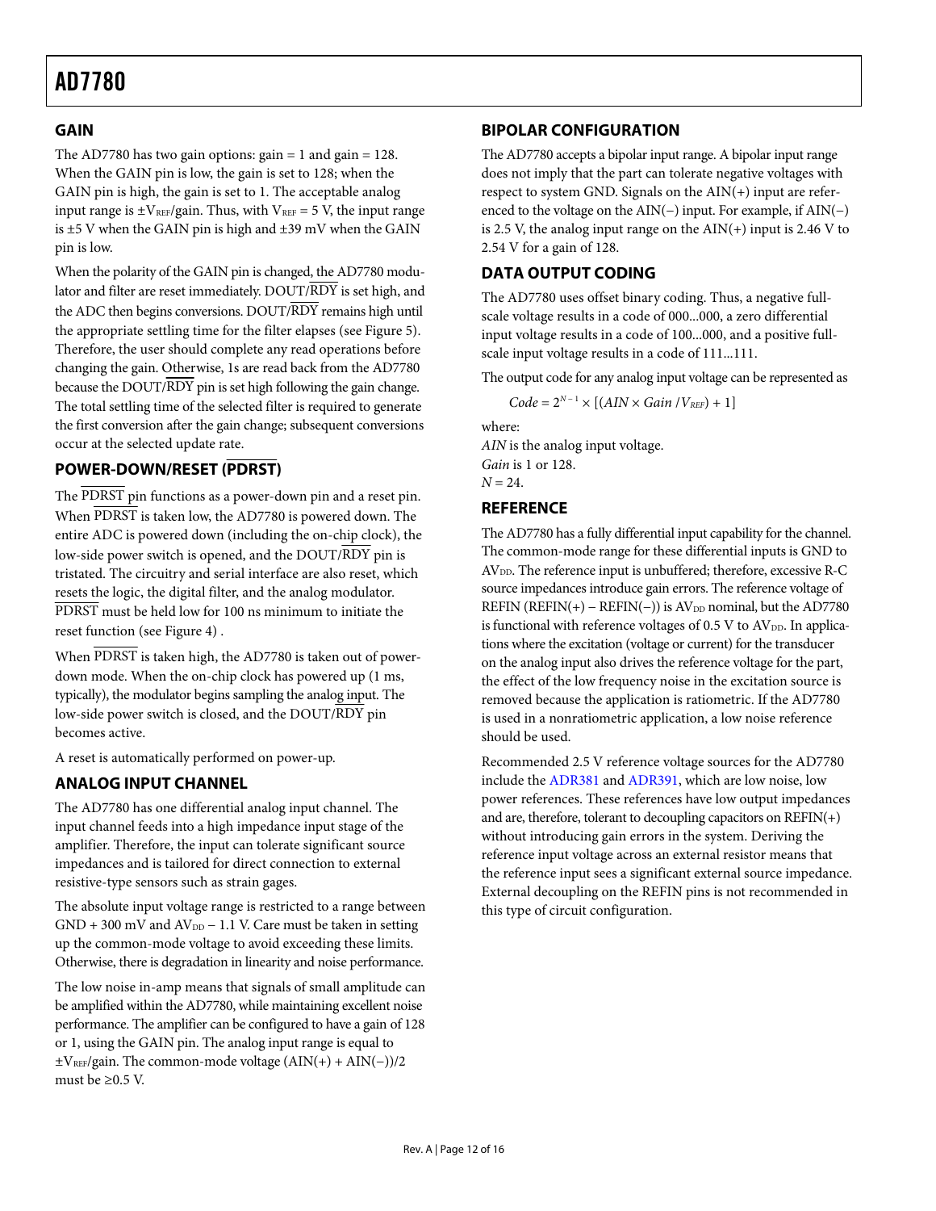## GAIN

The AD7780 has two gain options: gain = 1 and gain = 128. When the GAIN pin is low, the gain is set to 128; when the GAIN pin is high, the gain is set to 1. The acceptable analog input range is $\pm V_{REF}$/gain. Thus, with $V_{REF}$ = 5 V, the input range is ±5 V when the GAIN pin is high and ±39 mV when the GAIN pin is low.

When the polarity of the GAIN pin is changed, the AD7780 modulator and filter are reset immediately. DOUT/$\overline{\text{RDY}}$ is set high, and the ADC then begins conversions. DOUT/$\overline{\text{RDY}}$ remains high until the appropriate settling time for the filter elapses (see Figure 5). Therefore, the user should complete any read operations before changing the gain. Otherwise, 1s are read back from the AD7780 because the DOUT/$\overline{\text{RDY}}$ pin is set high following the gain change. The total settling time of the selected filter is required to generate the first conversion after the gain change; subsequent conversions occur at the selected update rate.

## POWER-DOWN/RESET ($\overline{\text{PDRST}}$)

The $\overline{\text{PDRST}}$ pin functions as a power-down pin and a reset pin. When $\overline{\text{PDRST}}$ is taken low, the AD7780 is powered down. The entire ADC is powered down (including the on-chip clock), the low-side power switch is opened, and the DOUT/$\overline{\text{RDY}}$ pin is tristated. The circuitry and serial interface are also reset, which resets the logic, the digital filter, and the analog modulator. $\overline{\text{PDRST}}$ must be held low for 100 ns minimum to initiate the reset function (see Figure 4) .

When $\overline{\text{PDRST}}$ is taken high, the AD7780 is taken out of power-down mode. When the on-chip clock has powered up (1 ms, typically), the modulator begins sampling the analog input. The low-side power switch is closed, and the DOUT/$\overline{\text{RDY}}$ pin becomes active.

A reset is automatically performed on power-up.

## ANALOG INPUT CHANNEL

The AD7780 has one differential analog input channel. The input channel feeds into a high impedance input stage of the amplifier. Therefore, the input can tolerate significant source impedances and is tailored for direct connection to external resistive-type sensors such as strain gages.

The absolute input voltage range is restricted to a range between GND + 300 mV and $AV_{DD}$ − 1.1 V. Care must be taken in setting up the common-mode voltage to avoid exceeding these limits. Otherwise, there is degradation in linearity and noise performance.

The low noise in-amp means that signals of small amplitude can be amplified within the AD7780, while maintaining excellent noise performance. The amplifier can be configured to have a gain of 128 or 1, using the GAIN pin. The analog input range is equal to $\pm V_{REF}$/gain. The common-mode voltage (AIN(+) + AIN(−))/2 must be ≥0.5 V.

## BIPOLAR CONFIGURATION

The AD7780 accepts a bipolar input range. A bipolar input range does not imply that the part can tolerate negative voltages with respect to system GND. Signals on the AIN(+) input are referenced to the voltage on the AIN(−) input. For example, if AIN(−) is 2.5 V, the analog input range on the AIN(+) input is 2.46 V to 2.54 V for a gain of 128.

## DATA OUTPUT CODING

The AD7780 uses offset binary coding. Thus, a negative full-scale voltage results in a code of 000...000, a zero differential input voltage results in a code of 100...000, and a positive full-scale input voltage results in a code of 111...111.

The output code for any analog input voltage can be represented as

$$Code = 2^{N-1} \times [(AIN \times Gain / V_{REF}) + 1]$$

where:
*AIN* is the analog input voltage.
*Gain* is 1 or 128.
*N* = 24.

## REFERENCE

The AD7780 has a fully differential input capability for the channel. The common-mode range for these differential inputs is GND to $AV_{DD}$. The reference input is unbuffered; therefore, excessive R-C source impedances introduce gain errors. The reference voltage of REFIN (REFIN(+) − REFIN(−)) is $AV_{DD}$ nominal, but the AD7780 is functional with reference voltages of 0.5 V to $AV_{DD}$. In applications where the excitation (voltage or current) for the transducer on the analog input also drives the reference voltage for the part, the effect of the low frequency noise in the excitation source is removed because the application is ratiometric. If the AD7780 is used in a nonratiometric application, a low noise reference should be used.

Recommended 2.5 V reference voltage sources for the AD7780 include the ADR381 and ADR391, which are low noise, low power references. These references have low output impedances and are, therefore, tolerant to decoupling capacitors on REFIN(+) without introducing gain errors in the system. Deriving the reference input voltage across an external resistor means that the reference input sees a significant external source impedance. External decoupling on the REFIN pins is not recommended in this type of circuit configuration.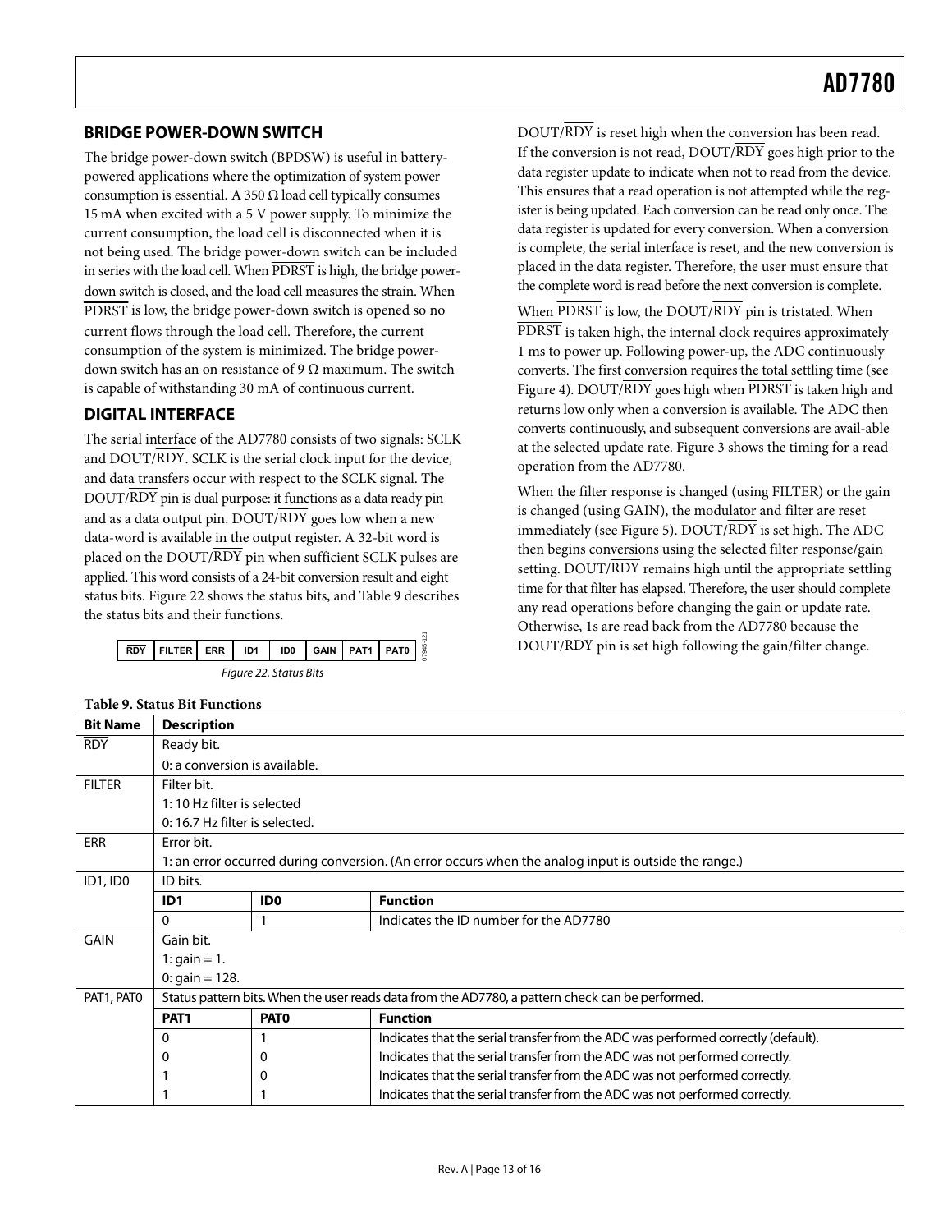## BRIDGE POWER-DOWN SWITCH

The bridge power-down switch (BPDSW) is useful in battery-powered applications where the optimization of system power consumption is essential. A 350 Ω load cell typically consumes 15 mA when excited with a 5 V power supply. To minimize the current consumption, the load cell is disconnected when it is not being used. The bridge power-down switch can be included in series with the load cell. When $\overline{\text{PDRST}}$ is high, the bridge power-down switch is closed, and the load cell measures the strain. When $\overline{\text{PDRST}}$ is low, the bridge power-down switch is opened so no current flows through the load cell. Therefore, the current consumption of the system is minimized. The bridge power-down switch has an on resistance of 9 Ω maximum. The switch is capable of withstanding 30 mA of continuous current.

## DIGITAL INTERFACE

The serial interface of the AD7780 consists of two signals: SCLK and DOUT/$\overline{\text{RDY}}$. SCLK is the serial clock input for the device, and data transfers occur with respect to the SCLK signal. The DOUT/$\overline{\text{RDY}}$ pin is dual purpose: it functions as a data ready pin and as a data output pin. DOUT/$\overline{\text{RDY}}$ goes low when a new data-word is available in the output register. A 32-bit word is placed on the DOUT/$\overline{\text{RDY}}$ pin when sufficient SCLK pulses are applied. This word consists of a 24-bit conversion result and eight status bits. Figure 22 shows the status bits, and Table 9 describes the status bits and their functions.

| $\overline{\text{RDY}}$ | FILTER | ERR | ID1 | ID0 | GAIN | PAT1 | PAT0 |
|---|---|---|---|---|---|---|---|

*Figure 22. Status Bits*

DOUT/$\overline{\text{RDY}}$ is reset high when the conversion has been read. If the conversion is not read, DOUT/$\overline{\text{RDY}}$ goes high prior to the data register update to indicate when not to read from the device. This ensures that a read operation is not attempted while the register is being updated. Each conversion can be read only once. The data register is updated for every conversion. When a conversion is complete, the serial interface is reset, and the new conversion is placed in the data register. Therefore, the user must ensure that the complete word is read before the next conversion is complete.

When $\overline{\text{PDRST}}$ is low, the DOUT/$\overline{\text{RDY}}$ pin is tristated. When $\overline{\text{PDRST}}$ is taken high, the internal clock requires approximately 1 ms to power up. Following power-up, the ADC continuously converts. The first conversion requires the total settling time (see Figure 4). DOUT/$\overline{\text{RDY}}$ goes high when $\overline{\text{PDRST}}$ is taken high and returns low only when a conversion is available. The ADC then converts continuously, and subsequent conversions are avail-able at the selected update rate. Figure 3 shows the timing for a read operation from the AD7780.

When the filter response is changed (using FILTER) or the gain is changed (using GAIN), the modulator and filter are reset immediately (see Figure 5). DOUT/$\overline{\text{RDY}}$ is set high. The ADC then begins conversions using the selected filter response/gain setting. DOUT/$\overline{\text{RDY}}$ remains high until the appropriate settling time for that filter has elapsed. Therefore, the user should complete any read operations before changing the gain or update rate. Otherwise, 1s are read back from the AD7780 because the DOUT/$\overline{\text{RDY}}$ pin is set high following the gain/filter change.

**Table 9. Status Bit Functions**

| Bit Name | Description | | |
|---|---|---|---|
| $\overline{\text{RDY}}$ | Ready bit. | | |
| | 0: a conversion is available. | | |
| FILTER | Filter bit. | | |
| | 1: 10 Hz filter is selected | | |
| | 0: 16.7 Hz filter is selected. | | |
| ERR | Error bit. | | |
| | 1: an error occurred during conversion. (An error occurs when the analog input is outside the range.) | | |
| ID1, ID0 | ID bits. | | |
| | **ID1** | **ID0** | **Function** |
| | 0 | 1 | Indicates the ID number for the AD7780 |
| GAIN | Gain bit. | | |
| | 1: gain = 1. | | |
| | 0: gain = 128. | | |
| PAT1, PAT0 | Status pattern bits. When the user reads data from the AD7780, a pattern check can be performed. | | |
| | **PAT1** | **PAT0** | **Function** |
| | 0 | 1 | Indicates that the serial transfer from the ADC was performed correctly (default). |
| | 0 | 0 | Indicates that the serial transfer from the ADC was not performed correctly. |
| | 1 | 0 | Indicates that the serial transfer from the ADC was not performed correctly. |
| | 1 | 1 | Indicates that the serial transfer from the ADC was not performed correctly. |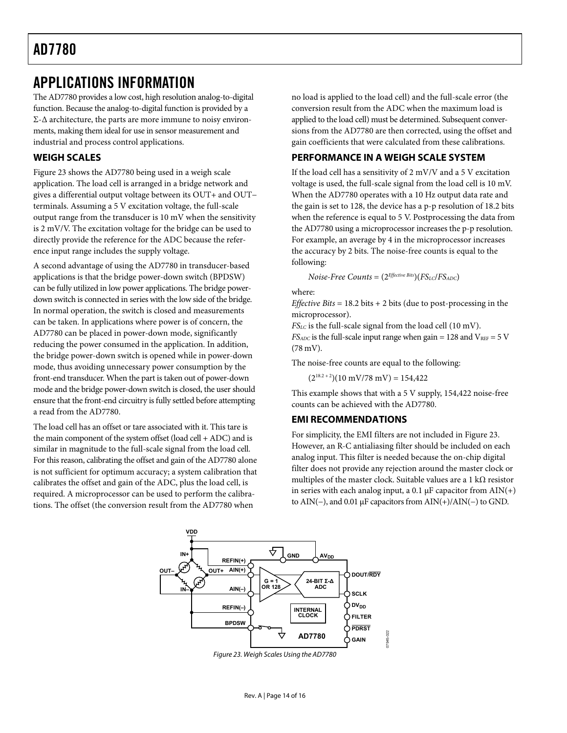# APPLICATIONS INFORMATION

The AD7780 provides a low cost, high resolution analog-to-digital function. Because the analog-to-digital function is provided by a Σ-Δ architecture, the parts are more immune to noisy environments, making them ideal for use in sensor measurement and industrial and process control applications.

## WEIGH SCALES

Figure 23 shows the AD7780 being used in a weigh scale application. The load cell is arranged in a bridge network and gives a differential output voltage between its OUT+ and OUT− terminals. Assuming a 5 V excitation voltage, the full-scale output range from the transducer is 10 mV when the sensitivity is 2 mV/V. The excitation voltage for the bridge can be used to directly provide the reference for the ADC because the reference input range includes the supply voltage.

A second advantage of using the AD7780 in transducer-based applications is that the bridge power-down switch (BPDSW) can be fully utilized in low power applications. The bridge power-down switch is connected in series with the low side of the bridge. In normal operation, the switch is closed and measurements can be taken. In applications where power is of concern, the AD7780 can be placed in power-down mode, significantly reducing the power consumed in the application. In addition, the bridge power-down switch is opened while in power-down mode, thus avoiding unnecessary power consumption by the front-end transducer. When the part is taken out of power-down mode and the bridge power-down switch is closed, the user should ensure that the front-end circuitry is fully settled before attempting a read from the AD7780.

The load cell has an offset or tare associated with it. This tare is the main component of the system offset (load cell + ADC) and is similar in magnitude to the full-scale signal from the load cell. For this reason, calibrating the offset and gain of the AD7780 alone is not sufficient for optimum accuracy; a system calibration that calibrates the offset and gain of the ADC, plus the load cell, is required. A microprocessor can be used to perform the calibrations. The offset (the conversion result from the AD7780 when no load is applied to the load cell) and the full-scale error (the conversion result from the ADC when the maximum load is applied to the load cell) must be determined. Subsequent conversions from the AD7780 are then corrected, using the offset and gain coefficients that were calculated from these calibrations.

## PERFORMANCE IN A WEIGH SCALE SYSTEM

If the load cell has a sensitivity of 2 mV/V and a 5 V excitation voltage is used, the full-scale signal from the load cell is 10 mV. When the AD7780 operates with a 10 Hz output data rate and the gain is set to 128, the device has a p-p resolution of 18.2 bits when the reference is equal to 5 V. Postprocessing the data from the AD7780 using a microprocessor increases the p-p resolution. For example, an average by 4 in the microprocessor increases the accuracy by 2 bits. The noise-free counts is equal to the following:

$$\textit{Noise-Free Counts} = (2^{\textit{Effective Bits}})(FS_{LC}/FS_{ADC})$$

where:

*Effective Bits* = 18.2 bits + 2 bits (due to post-processing in the microprocessor).

$FS_{LC}$ is the full-scale signal from the load cell (10 mV).

$FS_{ADC}$ is the full-scale input range when gain = 128 and $V_{REF}$ = 5 V (78 mV).

The noise-free counts are equal to the following:

$$(2^{18.2 + 2})(10 \text{ mV}/78 \text{ mV}) = 154,422$$

This example shows that with a 5 V supply, 154,422 noise-free counts can be achieved with the AD7780.

## EMI RECOMMENDATIONS

For simplicity, the EMI filters are not included in Figure 23. However, an R-C antialiasing filter should be included on each analog input. This filter is needed because the on-chip digital filter does not provide any rejection around the master clock or multiples of the master clock. Suitable values are a 1 kΩ resistor in series with each analog input, a 0.1 µF capacitor from AIN(+) to AIN(−), and 0.01 µF capacitors from AIN(+)/AIN(−) to GND.

*Figure 23. Weigh Scales Using the AD7780*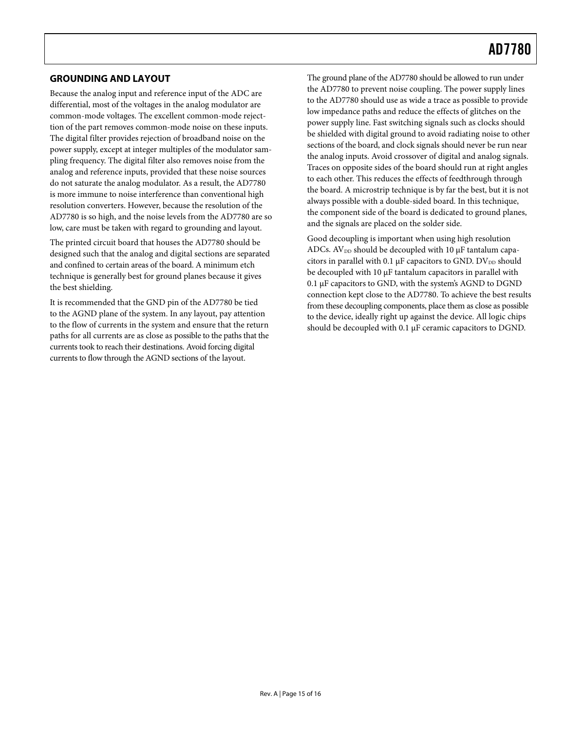## GROUNDING AND LAYOUT

Because the analog input and reference input of the ADC are differential, most of the voltages in the analog modulator are common-mode voltages. The excellent common-mode rejection of the part removes common-mode noise on these inputs. The digital filter provides rejection of broadband noise on the power supply, except at integer multiples of the modulator sampling frequency. The digital filter also removes noise from the analog and reference inputs, provided that these noise sources do not saturate the analog modulator. As a result, the AD7780 is more immune to noise interference than conventional high resolution converters. However, because the resolution of the AD7780 is so high, and the noise levels from the AD7780 are so low, care must be taken with regard to grounding and layout.

The printed circuit board that houses the AD7780 should be designed such that the analog and digital sections are separated and confined to certain areas of the board. A minimum etch technique is generally best for ground planes because it gives the best shielding.

It is recommended that the GND pin of the AD7780 be tied to the AGND plane of the system. In any layout, pay attention to the flow of currents in the system and ensure that the return paths for all currents are as close as possible to the paths that the currents took to reach their destinations. Avoid forcing digital currents to flow through the AGND sections of the layout.

The ground plane of the AD7780 should be allowed to run under the AD7780 to prevent noise coupling. The power supply lines to the AD7780 should use as wide a trace as possible to provide low impedance paths and reduce the effects of glitches on the power supply line. Fast switching signals such as clocks should be shielded with digital ground to avoid radiating noise to other sections of the board, and clock signals should never be run near the analog inputs. Avoid crossover of digital and analog signals. Traces on opposite sides of the board should run at right angles to each other. This reduces the effects of feedthrough through the board. A microstrip technique is by far the best, but it is not always possible with a double-sided board. In this technique, the component side of the board is dedicated to ground planes, and the signals are placed on the solder side.

Good decoupling is important when using high resolution ADCs. $AV_{DD}$ should be decoupled with 10 μF tantalum capacitors in parallel with 0.1 μF capacitors to GND. $DV_{DD}$ should be decoupled with 10 μF tantalum capacitors in parallel with 0.1 μF capacitors to GND, with the system's AGND to DGND connection kept close to the AD7780. To achieve the best results from these decoupling components, place them as close as possible to the device, ideally right up against the device. All logic chips should be decoupled with 0.1 μF ceramic capacitors to DGND.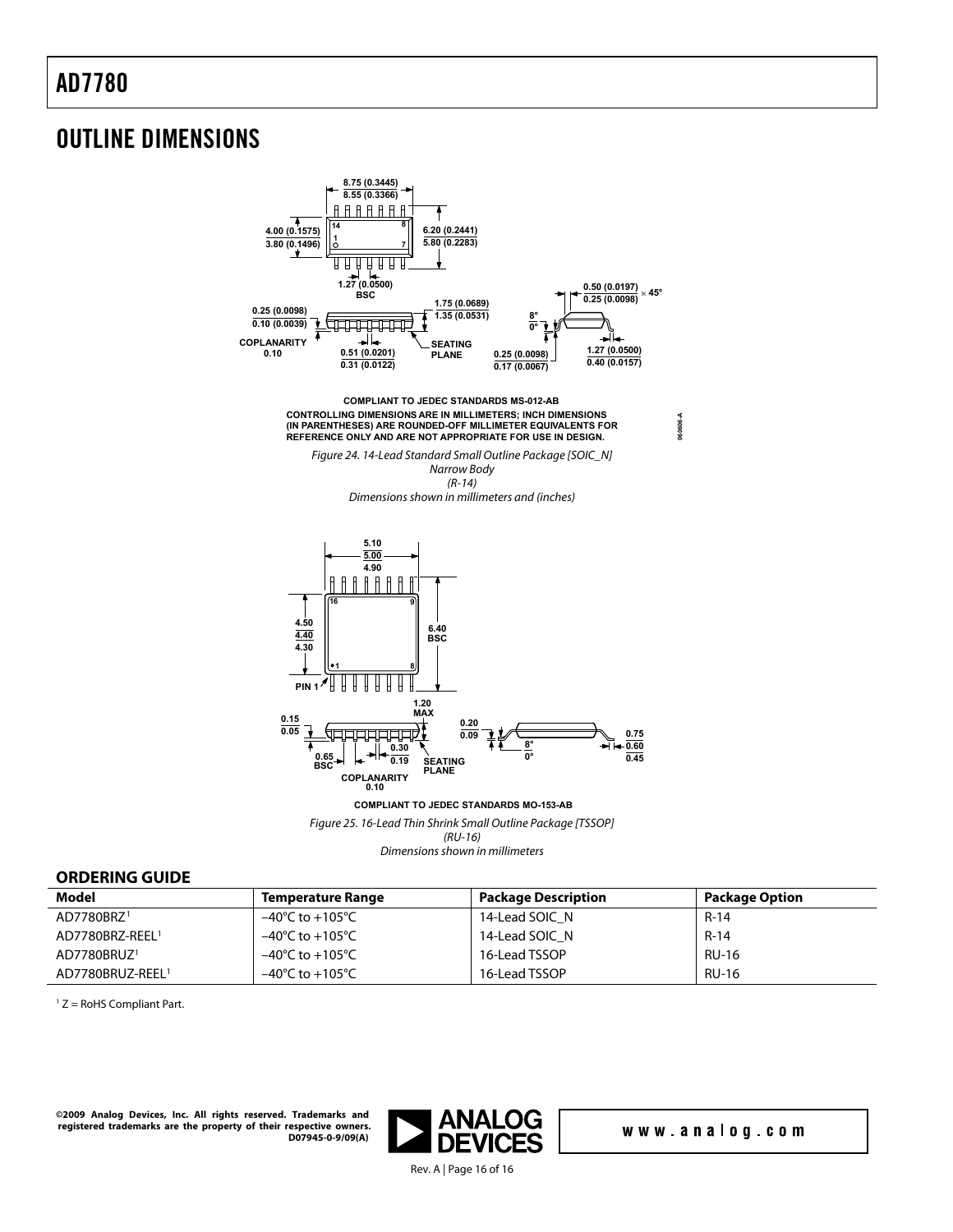## OUTLINE DIMENSIONS

8.75 (0.3445)
8.55 (0.3366)
4.00 (0.1575)
3.80 (0.1496)
14
8
1
7
6.20 (0.2441)
5.80 (0.2283)
1.27 (0.0500)
BSC
0.25 (0.0098)
0.10 (0.0039)
COPLANARITY
0.10
0.51 (0.0201)
0.31 (0.0122)
1.75 (0.0689)
1.35 (0.0531)
SEATING
PLANE
8°
0°
0.25 (0.0098)
0.17 (0.0067)
0.50 (0.0197)
0.25 (0.0098)
× 45°
1.27 (0.0500)
0.40 (0.0157)

COMPLIANT TO JEDEC STANDARDS MS-012-AB

CONTROLLING DIMENSIONS ARE IN MILLIMETERS; INCH DIMENSIONS (IN PARENTHESES) ARE ROUNDED-OFF MILLIMETER EQUIVALENTS FOR REFERENCE ONLY AND ARE NOT APPROPRIATE FOR USE IN DESIGN.

060606-A

*Figure 24. 14-Lead Standard Small Outline Package [SOIC_N]*
*Narrow Body*
*(R-14)*
*Dimensions shown in millimeters and (inches)*

5.10
5.00
4.90
16
9
4.50
4.40
4.30
6.40
BSC
1
8
PIN 1
1.20
MAX
0.15
0.05
0.65
BSC
0.30
0.19
COPLANARITY
0.10
SEATING
PLANE
0.20
0.09
8°
0°
0.75
0.60
0.45

COMPLIANT TO JEDEC STANDARDS MO-153-AB

*Figure 25. 16-Lead Thin Shrink Small Outline Package [TSSOP]*
*(RU-16)*
*Dimensions shown in millimeters*

### ORDERING GUIDE

| Model | Temperature Range | Package Description | Package Option |
|---|---|---|---|
| AD7780BRZ[1] | −40°C to +105°C | 14-Lead SOIC_N | R-14 |
| AD7780BRZ-REEL[1] | −40°C to +105°C | 14-Lead SOIC_N | R-14 |
| AD7780BRUZ[1] | −40°C to +105°C | 16-Lead TSSOP | RU-16 |
| AD7780BRUZ-REEL[1] | −40°C to +105°C | 16-Lead TSSOP | RU-16 |

[1] Z = RoHS Compliant Part.

**©2009 Analog Devices, Inc. All rights reserved. Trademarks and registered trademarks are the property of their respective owners. D07945-0-9/09(A)**